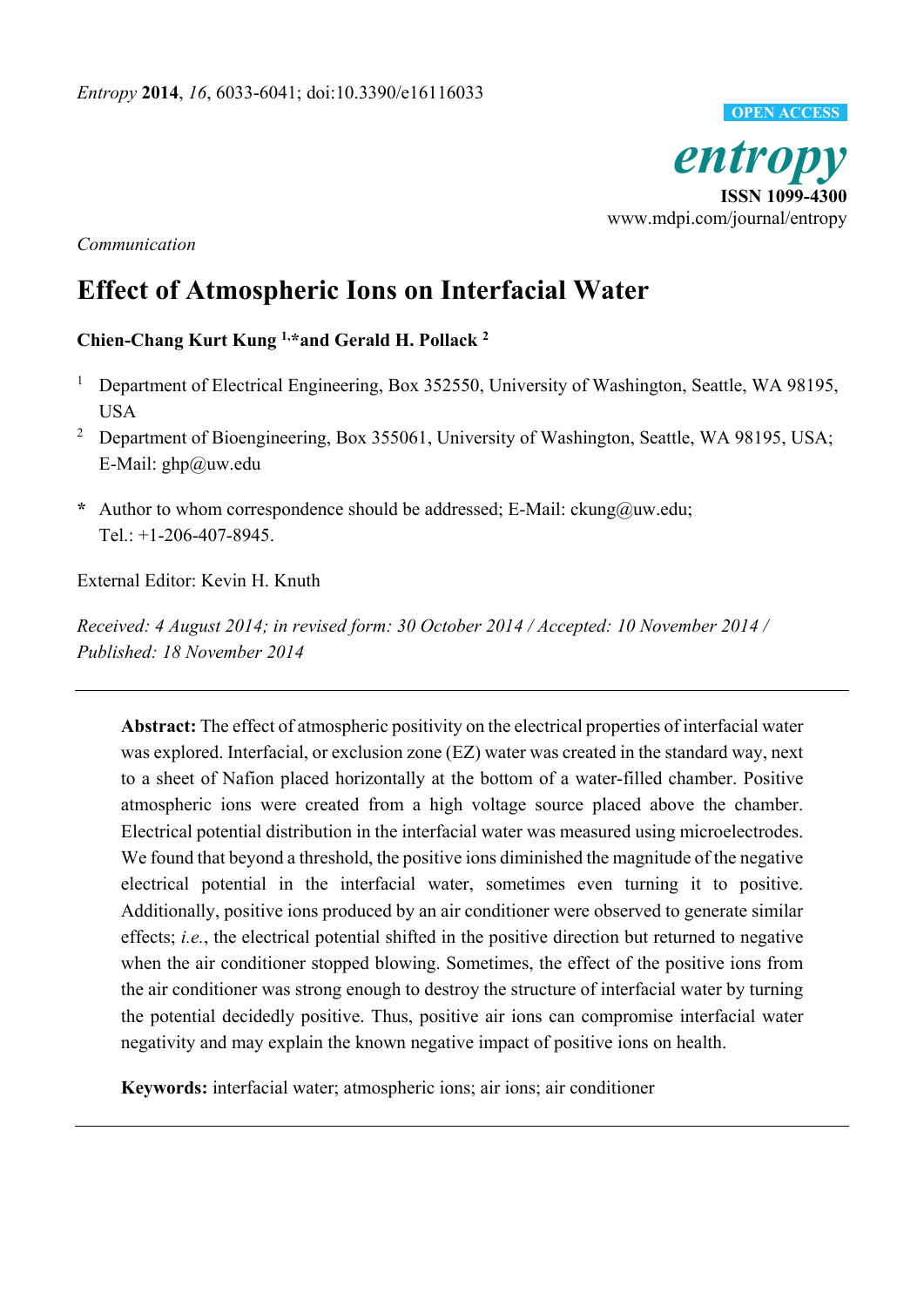*Communication*

# Effect of Atmospheric Ions on Interfacial Water

**Chien-Chang Kurt Kung [1,]*and Gerald H. Pollack [2]**

[1] Department of Electrical Engineering, Box 352550, University of Washington, Seattle, WA 98195, USA

[2] Department of Bioengineering, Box 355061, University of Washington, Seattle, WA 98195, USA; E-Mail: ghp@uw.edu

**\*** Author to whom correspondence should be addressed; E-Mail: ckung@uw.edu; Tel.: +1-206-407-8945.

External Editor: Kevin H. Knuth

*Received: 4 August 2014; in revised form: 30 October 2014 / Accepted: 10 November 2014 / Published: 18 November 2014*

---

**Abstract:** The effect of atmospheric positivity on the electrical properties of interfacial water was explored. Interfacial, or exclusion zone (EZ) water was created in the standard way, next to a sheet of Nafion placed horizontally at the bottom of a water-filled chamber. Positive atmospheric ions were created from a high voltage source placed above the chamber. Electrical potential distribution in the interfacial water was measured using microelectrodes. We found that beyond a threshold, the positive ions diminished the magnitude of the negative electrical potential in the interfacial water, sometimes even turning it to positive. Additionally, positive ions produced by an air conditioner were observed to generate similar effects; *i.e.*, the electrical potential shifted in the positive direction but returned to negative when the air conditioner stopped blowing. Sometimes, the effect of the positive ions from the air conditioner was strong enough to destroy the structure of interfacial water by turning the potential decidedly positive. Thus, positive air ions can compromise interfacial water negativity and may explain the known negative impact of positive ions on health.

**Keywords:** interfacial water; atmospheric ions; air ions; air conditioner

---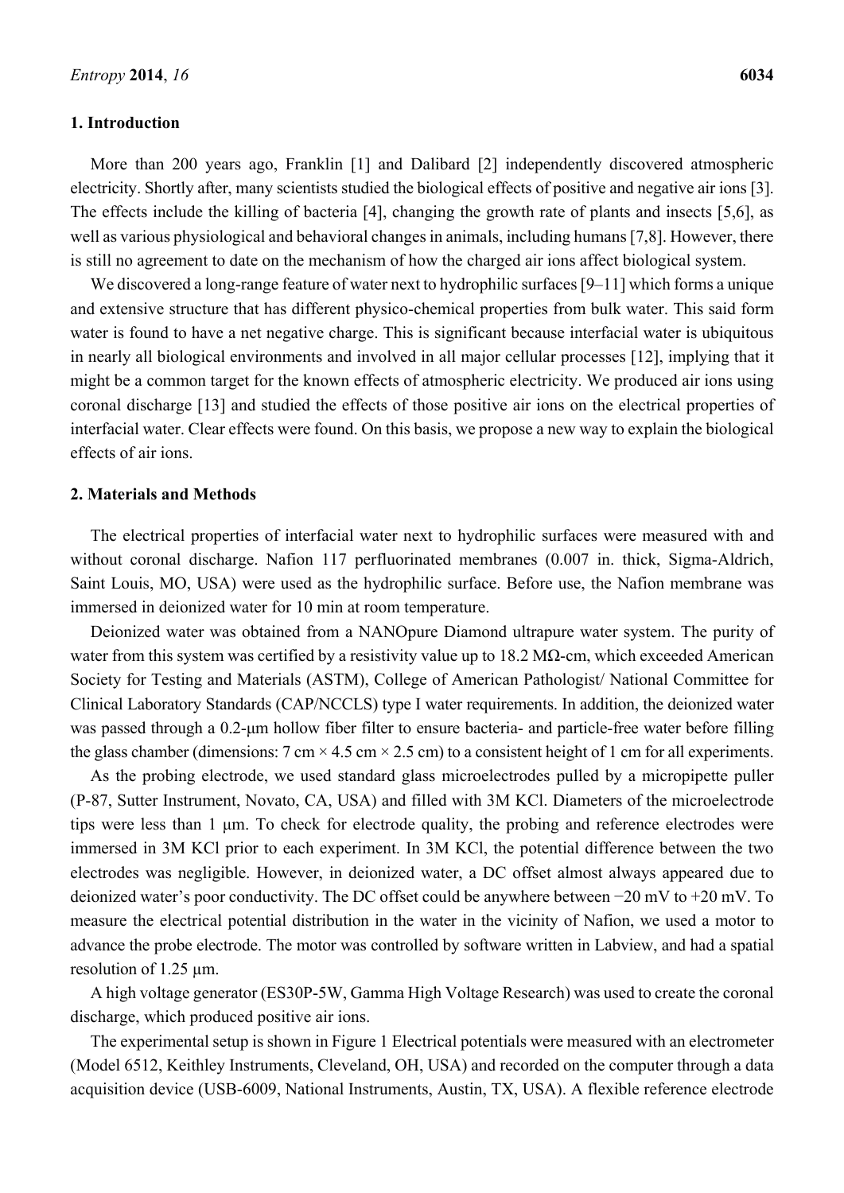## 1. Introduction

More than 200 years ago, Franklin [1] and Dalibard [2] independently discovered atmospheric electricity. Shortly after, many scientists studied the biological effects of positive and negative air ions [3]. The effects include the killing of bacteria [4], changing the growth rate of plants and insects [5,6], as well as various physiological and behavioral changes in animals, including humans [7,8]. However, there is still no agreement to date on the mechanism of how the charged air ions affect biological system.

We discovered a long-range feature of water next to hydrophilic surfaces [9–11] which forms a unique and extensive structure that has different physico-chemical properties from bulk water. This said form water is found to have a net negative charge. This is significant because interfacial water is ubiquitous in nearly all biological environments and involved in all major cellular processes [12], implying that it might be a common target for the known effects of atmospheric electricity. We produced air ions using coronal discharge [13] and studied the effects of those positive air ions on the electrical properties of interfacial water. Clear effects were found. On this basis, we propose a new way to explain the biological effects of air ions.

## 2. Materials and Methods

The electrical properties of interfacial water next to hydrophilic surfaces were measured with and without coronal discharge. Nafion 117 perfluorinated membranes (0.007 in. thick, Sigma-Aldrich, Saint Louis, MO, USA) were used as the hydrophilic surface. Before use, the Nafion membrane was immersed in deionized water for 10 min at room temperature.

Deionized water was obtained from a NANOpure Diamond ultrapure water system. The purity of water from this system was certified by a resistivity value up to 18.2 MΩ-cm, which exceeded American Society for Testing and Materials (ASTM), College of American Pathologist/ National Committee for Clinical Laboratory Standards (CAP/NCCLS) type I water requirements. In addition, the deionized water was passed through a 0.2-μm hollow fiber filter to ensure bacteria- and particle-free water before filling the glass chamber (dimensions: 7 cm × 4.5 cm × 2.5 cm) to a consistent height of 1 cm for all experiments.

As the probing electrode, we used standard glass microelectrodes pulled by a micropipette puller (P-87, Sutter Instrument, Novato, CA, USA) and filled with 3M KCl. Diameters of the microelectrode tips were less than 1 μm. To check for electrode quality, the probing and reference electrodes were immersed in 3M KCl prior to each experiment. In 3M KCl, the potential difference between the two electrodes was negligible. However, in deionized water, a DC offset almost always appeared due to deionized water's poor conductivity. The DC offset could be anywhere between −20 mV to +20 mV. To measure the electrical potential distribution in the water in the vicinity of Nafion, we used a motor to advance the probe electrode. The motor was controlled by software written in Labview, and had a spatial resolution of 1.25 μm.

A high voltage generator (ES30P-5W, Gamma High Voltage Research) was used to create the coronal discharge, which produced positive air ions.

The experimental setup is shown in Figure 1 Electrical potentials were measured with an electrometer (Model 6512, Keithley Instruments, Cleveland, OH, USA) and recorded on the computer through a data acquisition device (USB-6009, National Instruments, Austin, TX, USA). A flexible reference electrode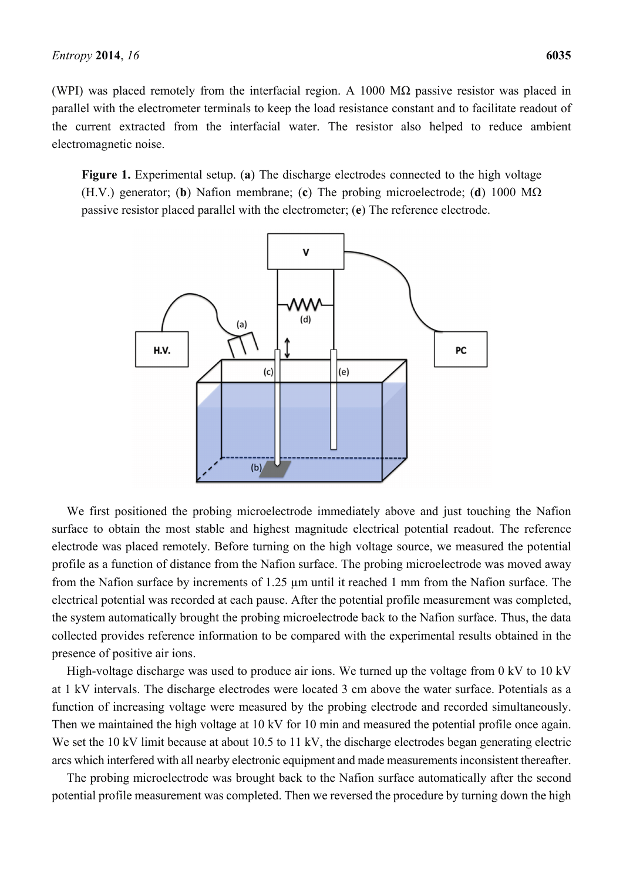(WPI) was placed remotely from the interfacial region. A 1000 MΩ passive resistor was placed in parallel with the electrometer terminals to keep the load resistance constant and to facilitate readout of the current extracted from the interfacial water. The resistor also helped to reduce ambient electromagnetic noise.

**Figure 1.** Experimental setup. (**a**) The discharge electrodes connected to the high voltage (H.V.) generator; (**b**) Nafion membrane; (**c**) The probing microelectrode; (**d**) 1000 MΩ passive resistor placed parallel with the electrometer; (**e**) The reference electrode.

We first positioned the probing microelectrode immediately above and just touching the Nafion surface to obtain the most stable and highest magnitude electrical potential readout. The reference electrode was placed remotely. Before turning on the high voltage source, we measured the potential profile as a function of distance from the Nafion surface. The probing microelectrode was moved away from the Nafion surface by increments of 1.25 μm until it reached 1 mm from the Nafion surface. The electrical potential was recorded at each pause. After the potential profile measurement was completed, the system automatically brought the probing microelectrode back to the Nafion surface. Thus, the data collected provides reference information to be compared with the experimental results obtained in the presence of positive air ions.

High-voltage discharge was used to produce air ions. We turned up the voltage from 0 kV to 10 kV at 1 kV intervals. The discharge electrodes were located 3 cm above the water surface. Potentials as a function of increasing voltage were measured by the probing electrode and recorded simultaneously. Then we maintained the high voltage at 10 kV for 10 min and measured the potential profile once again. We set the 10 kV limit because at about 10.5 to 11 kV, the discharge electrodes began generating electric arcs which interfered with all nearby electronic equipment and made measurements inconsistent thereafter.

The probing microelectrode was brought back to the Nafion surface automatically after the second potential profile measurement was completed. Then we reversed the procedure by turning down the high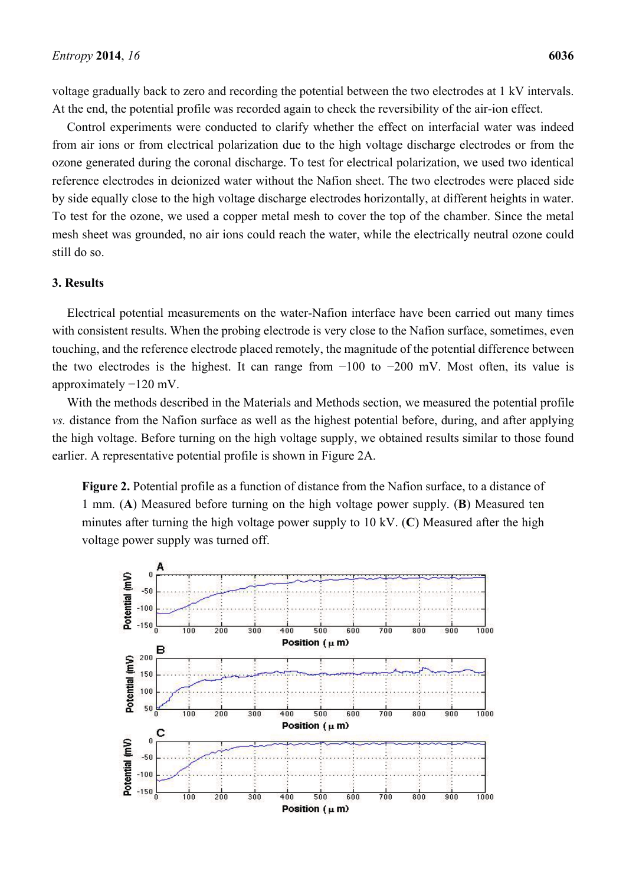voltage gradually back to zero and recording the potential between the two electrodes at 1 kV intervals. At the end, the potential profile was recorded again to check the reversibility of the air-ion effect.

Control experiments were conducted to clarify whether the effect on interfacial water was indeed from air ions or from electrical polarization due to the high voltage discharge electrodes or from the ozone generated during the coronal discharge. To test for electrical polarization, we used two identical reference electrodes in deionized water without the Nafion sheet. The two electrodes were placed side by side equally close to the high voltage discharge electrodes horizontally, at different heights in water. To test for the ozone, we used a copper metal mesh to cover the top of the chamber. Since the metal mesh sheet was grounded, no air ions could reach the water, while the electrically neutral ozone could still do so.

## 3. Results

Electrical potential measurements on the water-Nafion interface have been carried out many times with consistent results. When the probing electrode is very close to the Nafion surface, sometimes, even touching, and the reference electrode placed remotely, the magnitude of the potential difference between the two electrodes is the highest. It can range from −100 to −200 mV. Most often, its value is approximately −120 mV.

With the methods described in the Materials and Methods section, we measured the potential profile *vs.* distance from the Nafion surface as well as the highest potential before, during, and after applying the high voltage. Before turning on the high voltage supply, we obtained results similar to those found earlier. A representative potential profile is shown in Figure 2A.

**Figure 2.** Potential profile as a function of distance from the Nafion surface, to a distance of 1 mm. (**A**) Measured before turning on the high voltage power supply. (**B**) Measured ten minutes after turning the high voltage power supply to 10 kV. (**C**) Measured after the high voltage power supply was turned off.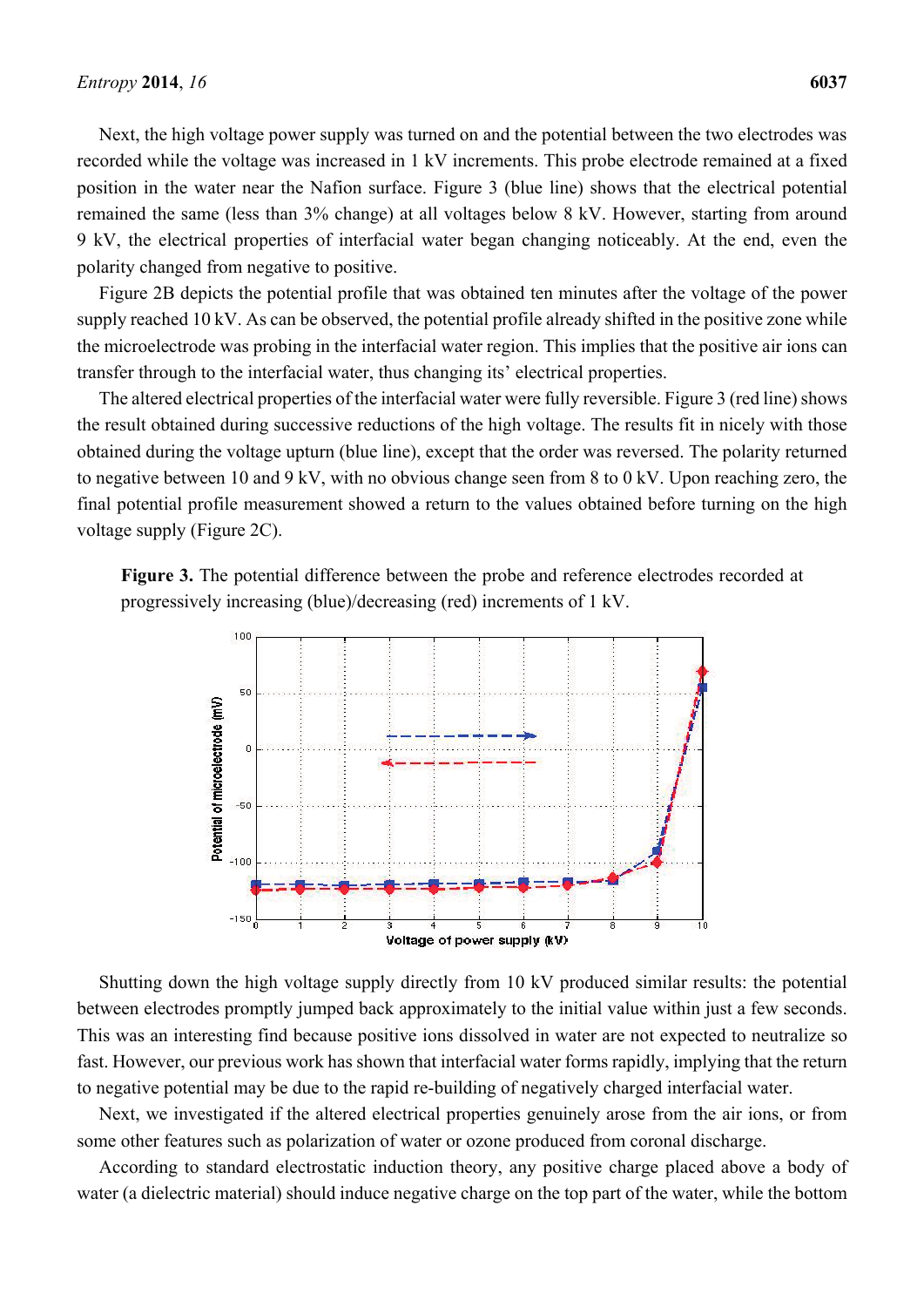Next, the high voltage power supply was turned on and the potential between the two electrodes was recorded while the voltage was increased in 1 kV increments. This probe electrode remained at a fixed position in the water near the Nafion surface. Figure 3 (blue line) shows that the electrical potential remained the same (less than 3% change) at all voltages below 8 kV. However, starting from around 9 kV, the electrical properties of interfacial water began changing noticeably. At the end, even the polarity changed from negative to positive.

Figure 2B depicts the potential profile that was obtained ten minutes after the voltage of the power supply reached 10 kV. As can be observed, the potential profile already shifted in the positive zone while the microelectrode was probing in the interfacial water region. This implies that the positive air ions can transfer through to the interfacial water, thus changing its' electrical properties.

The altered electrical properties of the interfacial water were fully reversible. Figure 3 (red line) shows the result obtained during successive reductions of the high voltage. The results fit in nicely with those obtained during the voltage upturn (blue line), except that the order was reversed. The polarity returned to negative between 10 and 9 kV, with no obvious change seen from 8 to 0 kV. Upon reaching zero, the final potential profile measurement showed a return to the values obtained before turning on the high voltage supply (Figure 2C).

**Figure 3.** The potential difference between the probe and reference electrodes recorded at progressively increasing (blue)/decreasing (red) increments of 1 kV.

Shutting down the high voltage supply directly from 10 kV produced similar results: the potential between electrodes promptly jumped back approximately to the initial value within just a few seconds. This was an interesting find because positive ions dissolved in water are not expected to neutralize so fast. However, our previous work has shown that interfacial water forms rapidly, implying that the return to negative potential may be due to the rapid re-building of negatively charged interfacial water.

Next, we investigated if the altered electrical properties genuinely arose from the air ions, or from some other features such as polarization of water or ozone produced from coronal discharge.

According to standard electrostatic induction theory, any positive charge placed above a body of water (a dielectric material) should induce negative charge on the top part of the water, while the bottom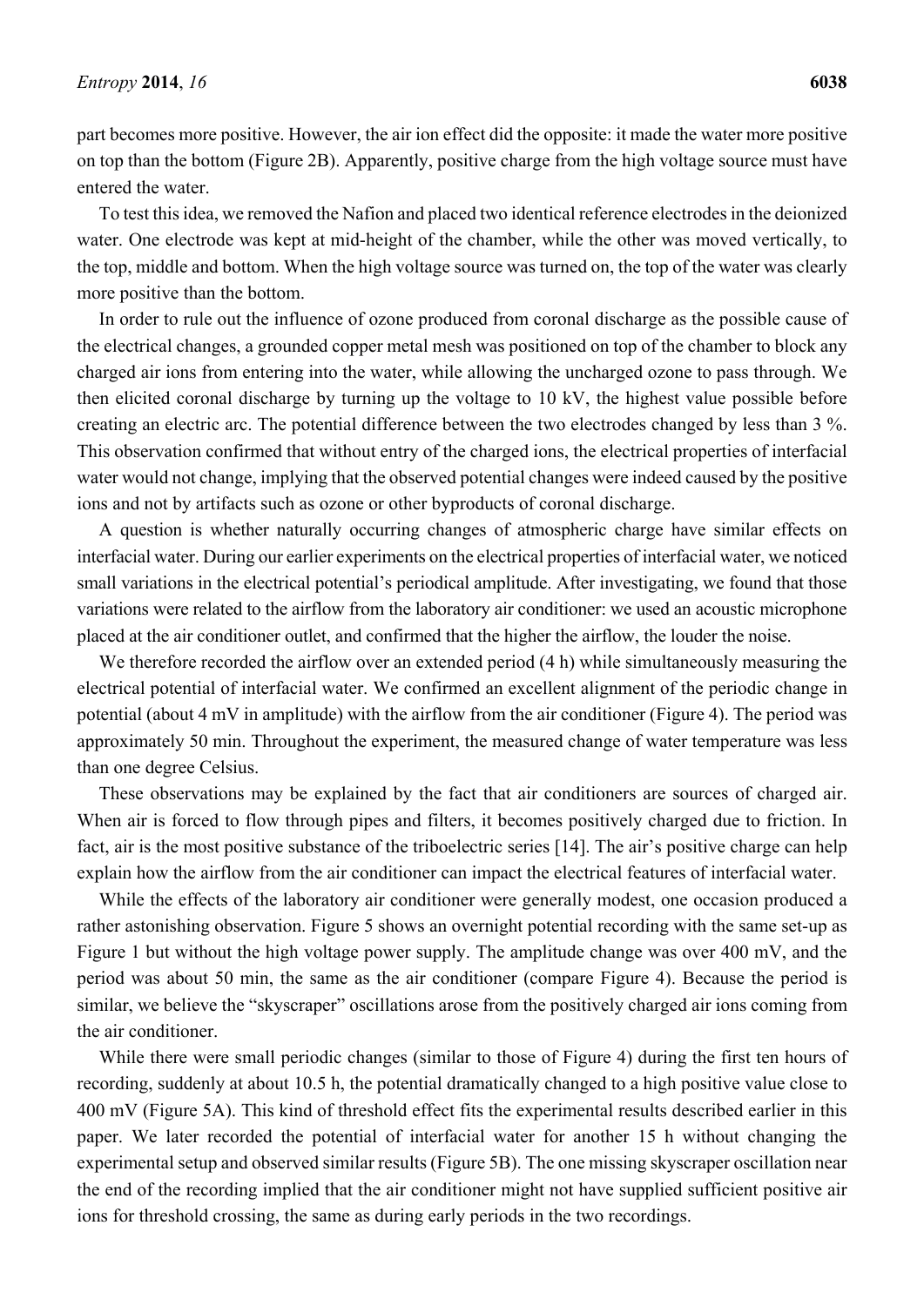part becomes more positive. However, the air ion effect did the opposite: it made the water more positive on top than the bottom (Figure 2B). Apparently, positive charge from the high voltage source must have entered the water.

To test this idea, we removed the Nafion and placed two identical reference electrodes in the deionized water. One electrode was kept at mid-height of the chamber, while the other was moved vertically, to the top, middle and bottom. When the high voltage source was turned on, the top of the water was clearly more positive than the bottom.

In order to rule out the influence of ozone produced from coronal discharge as the possible cause of the electrical changes, a grounded copper metal mesh was positioned on top of the chamber to block any charged air ions from entering into the water, while allowing the uncharged ozone to pass through. We then elicited coronal discharge by turning up the voltage to 10 kV, the highest value possible before creating an electric arc. The potential difference between the two electrodes changed by less than 3 %. This observation confirmed that without entry of the charged ions, the electrical properties of interfacial water would not change, implying that the observed potential changes were indeed caused by the positive ions and not by artifacts such as ozone or other byproducts of coronal discharge.

A question is whether naturally occurring changes of atmospheric charge have similar effects on interfacial water. During our earlier experiments on the electrical properties of interfacial water, we noticed small variations in the electrical potential's periodical amplitude. After investigating, we found that those variations were related to the airflow from the laboratory air conditioner: we used an acoustic microphone placed at the air conditioner outlet, and confirmed that the higher the airflow, the louder the noise.

We therefore recorded the airflow over an extended period (4 h) while simultaneously measuring the electrical potential of interfacial water. We confirmed an excellent alignment of the periodic change in potential (about 4 mV in amplitude) with the airflow from the air conditioner (Figure 4). The period was approximately 50 min. Throughout the experiment, the measured change of water temperature was less than one degree Celsius.

These observations may be explained by the fact that air conditioners are sources of charged air. When air is forced to flow through pipes and filters, it becomes positively charged due to friction. In fact, air is the most positive substance of the triboelectric series [14]. The air's positive charge can help explain how the airflow from the air conditioner can impact the electrical features of interfacial water.

While the effects of the laboratory air conditioner were generally modest, one occasion produced a rather astonishing observation. Figure 5 shows an overnight potential recording with the same set-up as Figure 1 but without the high voltage power supply. The amplitude change was over 400 mV, and the period was about 50 min, the same as the air conditioner (compare Figure 4). Because the period is similar, we believe the "skyscraper" oscillations arose from the positively charged air ions coming from the air conditioner.

While there were small periodic changes (similar to those of Figure 4) during the first ten hours of recording, suddenly at about 10.5 h, the potential dramatically changed to a high positive value close to 400 mV (Figure 5A). This kind of threshold effect fits the experimental results described earlier in this paper. We later recorded the potential of interfacial water for another 15 h without changing the experimental setup and observed similar results (Figure 5B). The one missing skyscraper oscillation near the end of the recording implied that the air conditioner might not have supplied sufficient positive air ions for threshold crossing, the same as during early periods in the two recordings.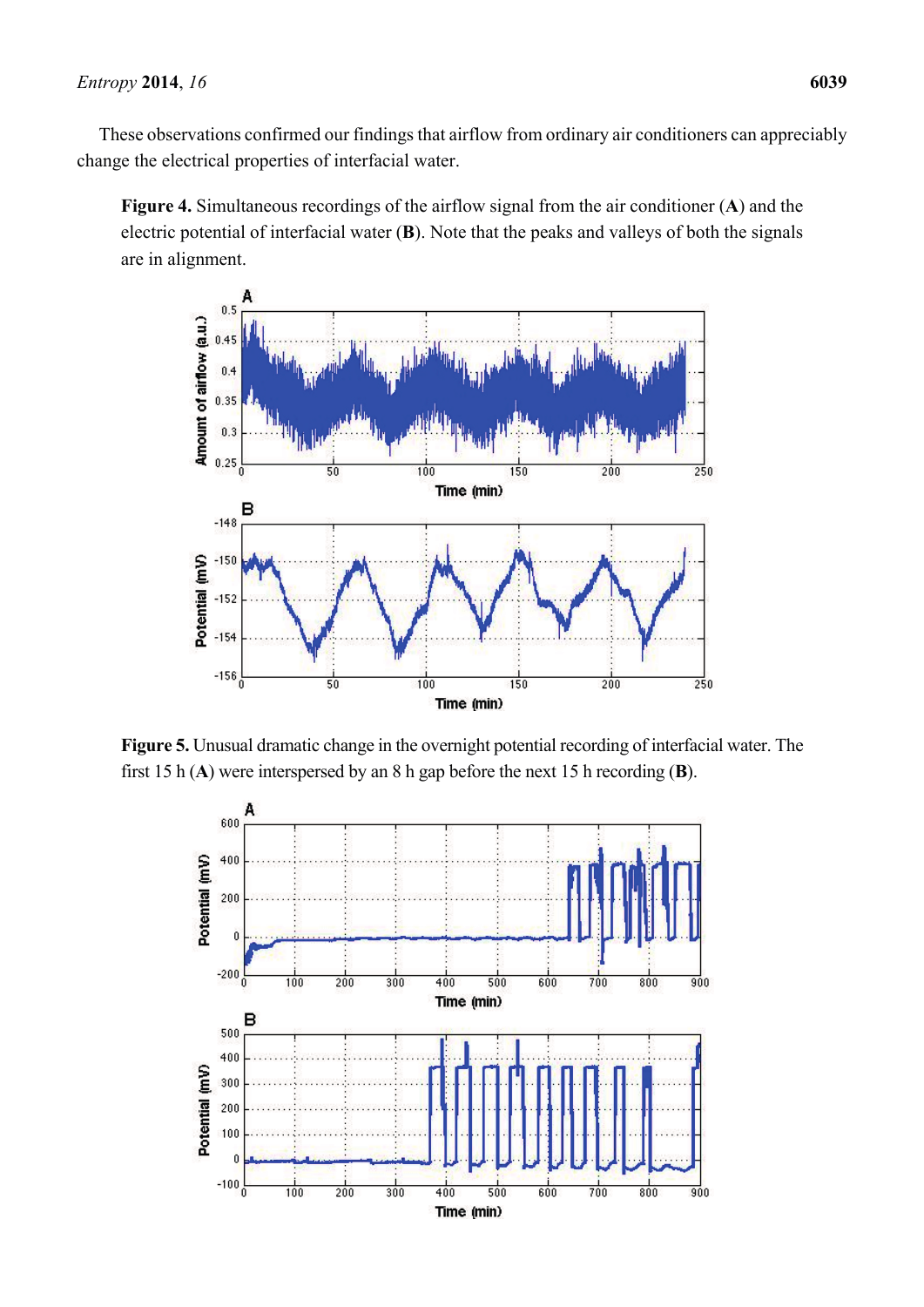These observations confirmed our findings that airflow from ordinary air conditioners can appreciably change the electrical properties of interfacial water.

**Figure 4.** Simultaneous recordings of the airflow signal from the air conditioner (**A**) and the electric potential of interfacial water (**B**). Note that the peaks and valleys of both the signals are in alignment.

**Figure 5.** Unusual dramatic change in the overnight potential recording of interfacial water. The first 15 h (**A**) were interspersed by an 8 h gap before the next 15 h recording (**B**).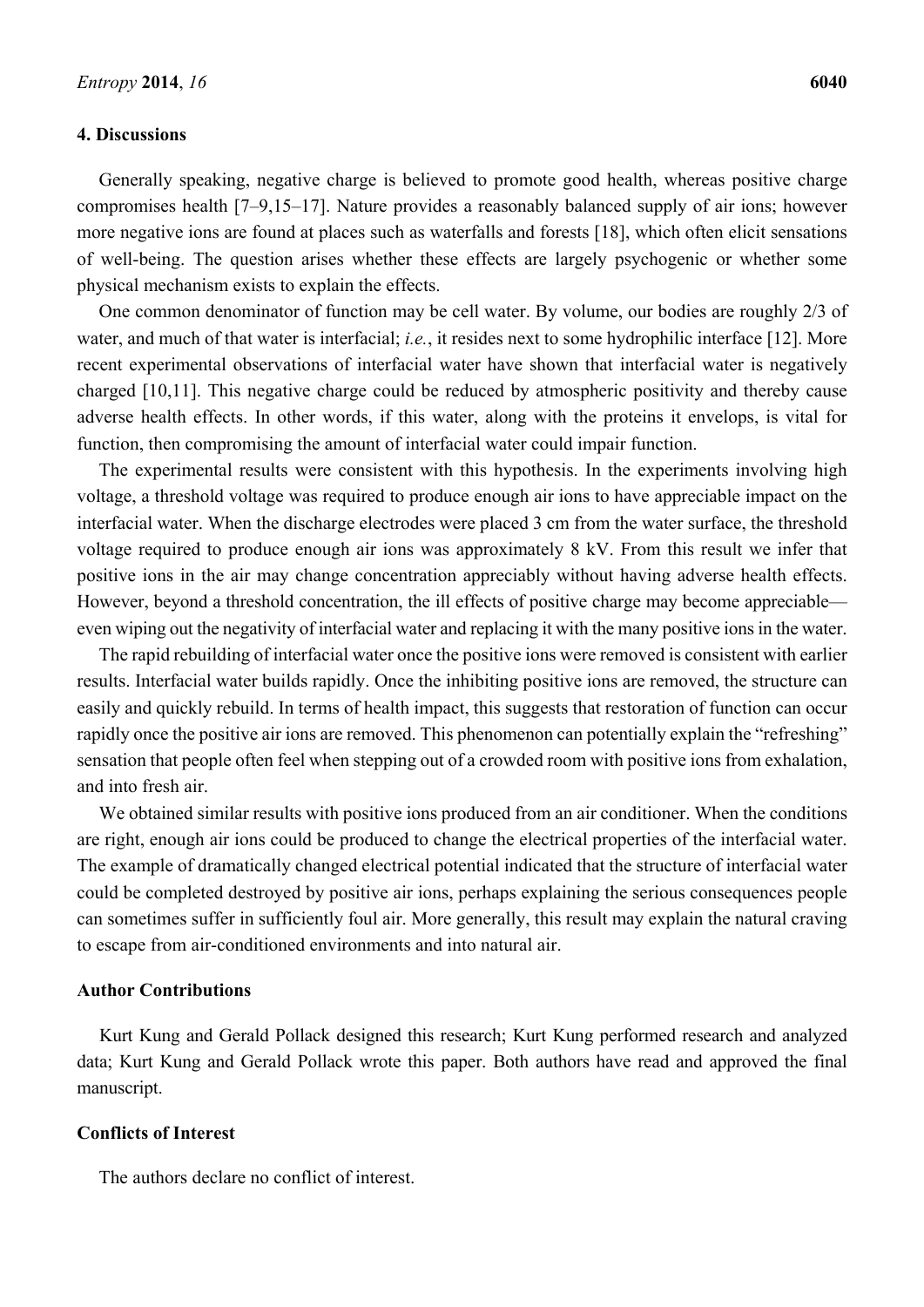## 4. Discussions

Generally speaking, negative charge is believed to promote good health, whereas positive charge compromises health [7–9,15–17]. Nature provides a reasonably balanced supply of air ions; however more negative ions are found at places such as waterfalls and forests [18], which often elicit sensations of well-being. The question arises whether these effects are largely psychogenic or whether some physical mechanism exists to explain the effects.

One common denominator of function may be cell water. By volume, our bodies are roughly 2/3 of water, and much of that water is interfacial; *i.e.*, it resides next to some hydrophilic interface [12]. More recent experimental observations of interfacial water have shown that interfacial water is negatively charged [10,11]. This negative charge could be reduced by atmospheric positivity and thereby cause adverse health effects. In other words, if this water, along with the proteins it envelops, is vital for function, then compromising the amount of interfacial water could impair function.

The experimental results were consistent with this hypothesis. In the experiments involving high voltage, a threshold voltage was required to produce enough air ions to have appreciable impact on the interfacial water. When the discharge electrodes were placed 3 cm from the water surface, the threshold voltage required to produce enough air ions was approximately 8 kV. From this result we infer that positive ions in the air may change concentration appreciably without having adverse health effects. However, beyond a threshold concentration, the ill effects of positive charge may become appreciable—even wiping out the negativity of interfacial water and replacing it with the many positive ions in the water.

The rapid rebuilding of interfacial water once the positive ions were removed is consistent with earlier results. Interfacial water builds rapidly. Once the inhibiting positive ions are removed, the structure can easily and quickly rebuild. In terms of health impact, this suggests that restoration of function can occur rapidly once the positive air ions are removed. This phenomenon can potentially explain the "refreshing" sensation that people often feel when stepping out of a crowded room with positive ions from exhalation, and into fresh air.

We obtained similar results with positive ions produced from an air conditioner. When the conditions are right, enough air ions could be produced to change the electrical properties of the interfacial water. The example of dramatically changed electrical potential indicated that the structure of interfacial water could be completed destroyed by positive air ions, perhaps explaining the serious consequences people can sometimes suffer in sufficiently foul air. More generally, this result may explain the natural craving to escape from air-conditioned environments and into natural air.

## Author Contributions

Kurt Kung and Gerald Pollack designed this research; Kurt Kung performed research and analyzed data; Kurt Kung and Gerald Pollack wrote this paper. Both authors have read and approved the final manuscript.

## Conflicts of Interest

The authors declare no conflict of interest.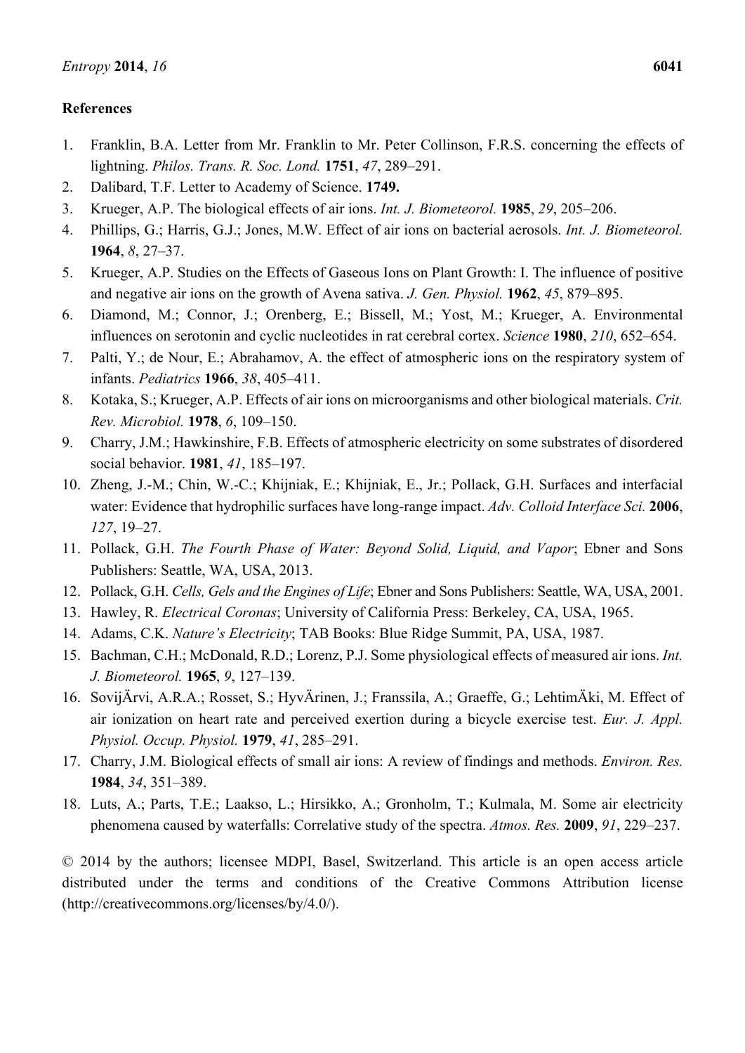**References**

1. Franklin, B.A. Letter from Mr. Franklin to Mr. Peter Collinson, F.R.S. concerning the effects of lightning. *Philos. Trans. R. Soc. Lond.* **1751**, *47*, 289–291.
2. Dalibard, T.F. Letter to Academy of Science. **1749.**
3. Krueger, A.P. The biological effects of air ions. *Int. J. Biometeorol.* **1985**, *29*, 205–206.
4. Phillips, G.; Harris, G.J.; Jones, M.W. Effect of air ions on bacterial aerosols. *Int. J. Biometeorol.* **1964**, *8*, 27–37.
5. Krueger, A.P. Studies on the Effects of Gaseous Ions on Plant Growth: I. The influence of positive and negative air ions on the growth of Avena sativa. *J. Gen. Physiol.* **1962**, *45*, 879–895.
6. Diamond, M.; Connor, J.; Orenberg, E.; Bissell, M.; Yost, M.; Krueger, A. Environmental influences on serotonin and cyclic nucleotides in rat cerebral cortex. *Science* **1980**, *210*, 652–654.
7. Palti, Y.; de Nour, E.; Abrahamov, A. the effect of atmospheric ions on the respiratory system of infants. *Pediatrics* **1966**, *38*, 405–411.
8. Kotaka, S.; Krueger, A.P. Effects of air ions on microorganisms and other biological materials. *Crit. Rev. Microbiol.* **1978**, *6*, 109–150.
9. Charry, J.M.; Hawkinshire, F.B. Effects of atmospheric electricity on some substrates of disordered social behavior. **1981**, *41*, 185–197.
10. Zheng, J.-M.; Chin, W.-C.; Khijniak, E.; Khijniak, E., Jr.; Pollack, G.H. Surfaces and interfacial water: Evidence that hydrophilic surfaces have long-range impact. *Adv. Colloid Interface Sci.* **2006**, *127*, 19–27.
11. Pollack, G.H. *The Fourth Phase of Water: Beyond Solid, Liquid, and Vapor*; Ebner and Sons Publishers: Seattle, WA, USA, 2013.
12. Pollack, G.H. *Cells, Gels and the Engines of Life*; Ebner and Sons Publishers: Seattle, WA, USA, 2001.
13. Hawley, R. *Electrical Coronas*; University of California Press: Berkeley, CA, USA, 1965.
14. Adams, C.K. *Nature's Electricity*; TAB Books: Blue Ridge Summit, PA, USA, 1987.
15. Bachman, C.H.; McDonald, R.D.; Lorenz, P.J. Some physiological effects of measured air ions. *Int. J. Biometeorol.* **1965**, *9*, 127–139.
16. SovijÄrvi, A.R.A.; Rosset, S.; HyvÄrinen, J.; Franssila, A.; Graeffe, G.; LehtimÄki, M. Effect of air ionization on heart rate and perceived exertion during a bicycle exercise test. *Eur. J. Appl. Physiol. Occup. Physiol.* **1979**, *41*, 285–291.
17. Charry, J.M. Biological effects of small air ions: A review of findings and methods. *Environ. Res.* **1984**, *34*, 351–389.
18. Luts, A.; Parts, T.E.; Laakso, L.; Hirsikko, A.; Gronholm, T.; Kulmala, M. Some air electricity phenomena caused by waterfalls: Correlative study of the spectra. *Atmos. Res.* **2009**, *91*, 229–237.

© 2014 by the authors; licensee MDPI, Basel, Switzerland. This article is an open access article distributed under the terms and conditions of the Creative Commons Attribution license (http://creativecommons.org/licenses/by/4.0/).